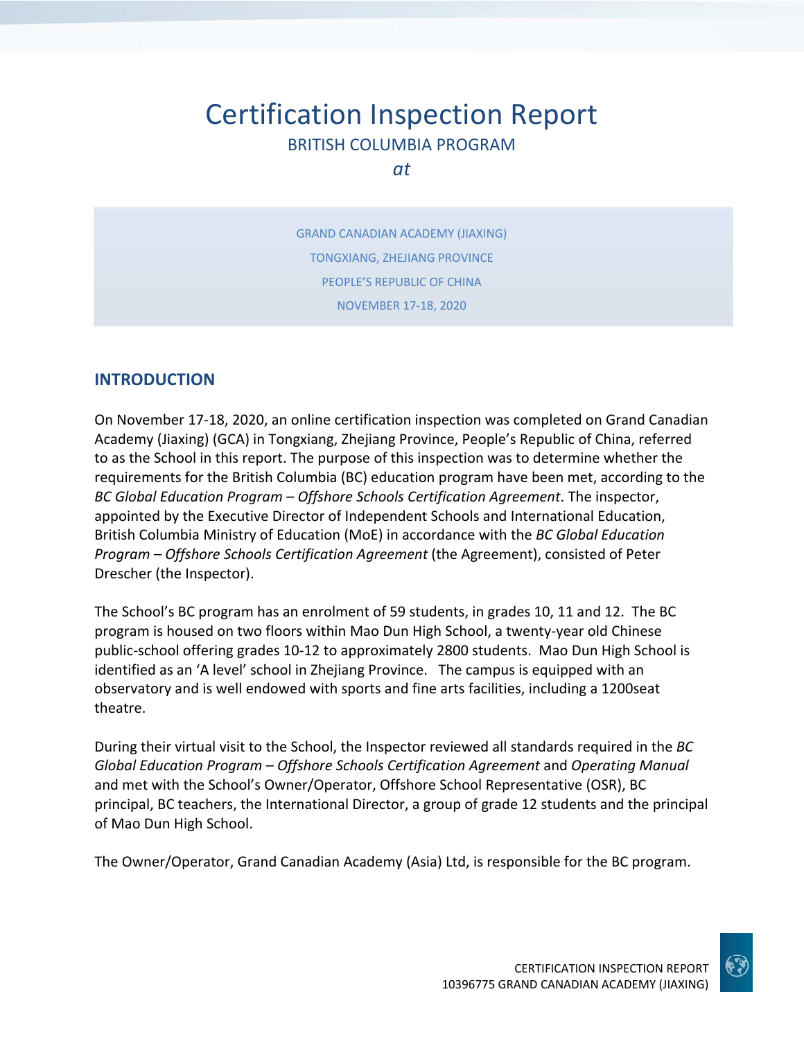# Certification Inspection Report

BRITISH COLUMBIA PROGRAM

*at*

GRAND CANADIAN ACADEMY (JIAXING)
TONGXIANG, ZHEJIANG PROVINCE
PEOPLE'S REPUBLIC OF CHINA
NOVEMBER 17-18, 2020

## INTRODUCTION

On November 17-18, 2020, an online certification inspection was completed on Grand Canadian Academy (Jiaxing) (GCA) in Tongxiang, Zhejiang Province, People's Republic of China, referred to as the School in this report. The purpose of this inspection was to determine whether the requirements for the British Columbia (BC) education program have been met, according to the *BC Global Education Program – Offshore Schools Certification Agreement*. The inspector, appointed by the Executive Director of Independent Schools and International Education, British Columbia Ministry of Education (MoE) in accordance with the *BC Global Education Program – Offshore Schools Certification Agreement* (the Agreement), consisted of Peter Drescher (the Inspector).

The School's BC program has an enrolment of 59 students, in grades 10, 11 and 12. The BC program is housed on two floors within Mao Dun High School, a twenty-year old Chinese public-school offering grades 10-12 to approximately 2800 students. Mao Dun High School is identified as an 'A level' school in Zhejiang Province. The campus is equipped with an observatory and is well endowed with sports and fine arts facilities, including a 1200seat theatre.

During their virtual visit to the School, the Inspector reviewed all standards required in the *BC Global Education Program – Offshore Schools Certification Agreement* and *Operating Manual* and met with the School's Owner/Operator, Offshore School Representative (OSR), BC principal, BC teachers, the International Director, a group of grade 12 students and the principal of Mao Dun High School.

The Owner/Operator, Grand Canadian Academy (Asia) Ltd, is responsible for the BC program.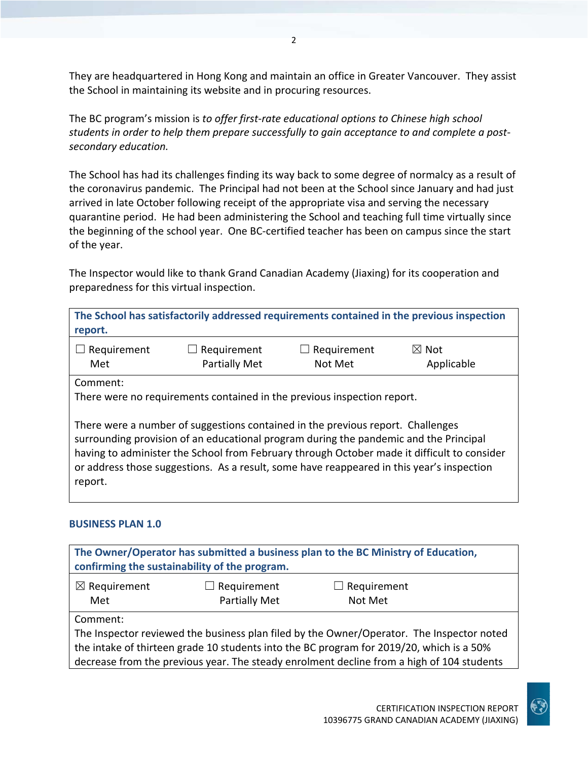They are headquartered in Hong Kong and maintain an office in Greater Vancouver. They assist the School in maintaining its website and in procuring resources.

The BC program's mission is *to offer first-rate educational options to Chinese high school students in order to help them prepare successfully to gain acceptance to and complete a post-secondary education.*

The School has had its challenges finding its way back to some degree of normalcy as a result of the coronavirus pandemic. The Principal had not been at the School since January and had just arrived in late October following receipt of the appropriate visa and serving the necessary quarantine period. He had been administering the School and teaching full time virtually since the beginning of the school year. One BC-certified teacher has been on campus since the start of the year.

The Inspector would like to thank Grand Canadian Academy (Jiaxing) for its cooperation and preparedness for this virtual inspection.

| **The School has satisfactorily addressed requirements contained in the previous inspection report.** | | | |
|---|---|---|---|
| ☐ Requirement Met | ☐ Requirement Partially Met | ☐ Requirement Not Met | ☒ Not Applicable |
| Comment: There were no requirements contained in the previous inspection report. There were a number of suggestions contained in the previous report. Challenges surrounding provision of an educational program during the pandemic and the Principal having to administer the School from February through October made it difficult to consider or address those suggestions. As a result, some have reappeared in this year's inspection report. | | | |

### BUSINESS PLAN 1.0

| **The Owner/Operator has submitted a business plan to the BC Ministry of Education, confirming the sustainability of the program.** | | |
|---|---|---|
| ☒ Requirement Met | ☐ Requirement Partially Met | ☐ Requirement Not Met |
| Comment: The Inspector reviewed the business plan filed by the Owner/Operator. The Inspector noted the intake of thirteen grade 10 students into the BC program for 2019/20, which is a 50% decrease from the previous year. The steady enrolment decline from a high of 104 students | | |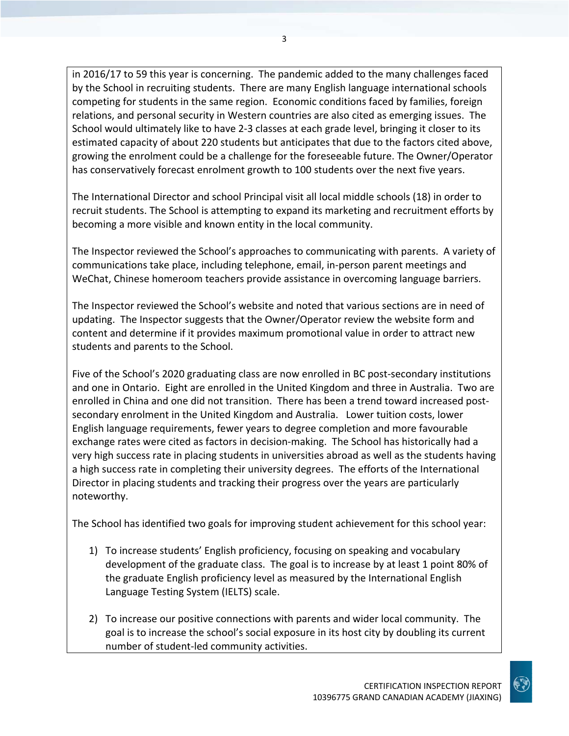in 2016/17 to 59 this year is concerning. The pandemic added to the many challenges faced by the School in recruiting students. There are many English language international schools competing for students in the same region. Economic conditions faced by families, foreign relations, and personal security in Western countries are also cited as emerging issues. The School would ultimately like to have 2-3 classes at each grade level, bringing it closer to its estimated capacity of about 220 students but anticipates that due to the factors cited above, growing the enrolment could be a challenge for the foreseeable future. The Owner/Operator has conservatively forecast enrolment growth to 100 students over the next five years.

The International Director and school Principal visit all local middle schools (18) in order to recruit students. The School is attempting to expand its marketing and recruitment efforts by becoming a more visible and known entity in the local community.

The Inspector reviewed the School's approaches to communicating with parents. A variety of communications take place, including telephone, email, in-person parent meetings and WeChat, Chinese homeroom teachers provide assistance in overcoming language barriers.

The Inspector reviewed the School's website and noted that various sections are in need of updating. The Inspector suggests that the Owner/Operator review the website form and content and determine if it provides maximum promotional value in order to attract new students and parents to the School.

Five of the School's 2020 graduating class are now enrolled in BC post-secondary institutions and one in Ontario. Eight are enrolled in the United Kingdom and three in Australia. Two are enrolled in China and one did not transition. There has been a trend toward increased post-secondary enrolment in the United Kingdom and Australia. Lower tuition costs, lower English language requirements, fewer years to degree completion and more favourable exchange rates were cited as factors in decision-making. The School has historically had a very high success rate in placing students in universities abroad as well as the students having a high success rate in completing their university degrees. The efforts of the International Director in placing students and tracking their progress over the years are particularly noteworthy.

The School has identified two goals for improving student achievement for this school year:

1) To increase students' English proficiency, focusing on speaking and vocabulary development of the graduate class. The goal is to increase by at least 1 point 80% of the graduate English proficiency level as measured by the International English Language Testing System (IELTS) scale.

2) To increase our positive connections with parents and wider local community. The goal is to increase the school's social exposure in its host city by doubling its current number of student-led community activities.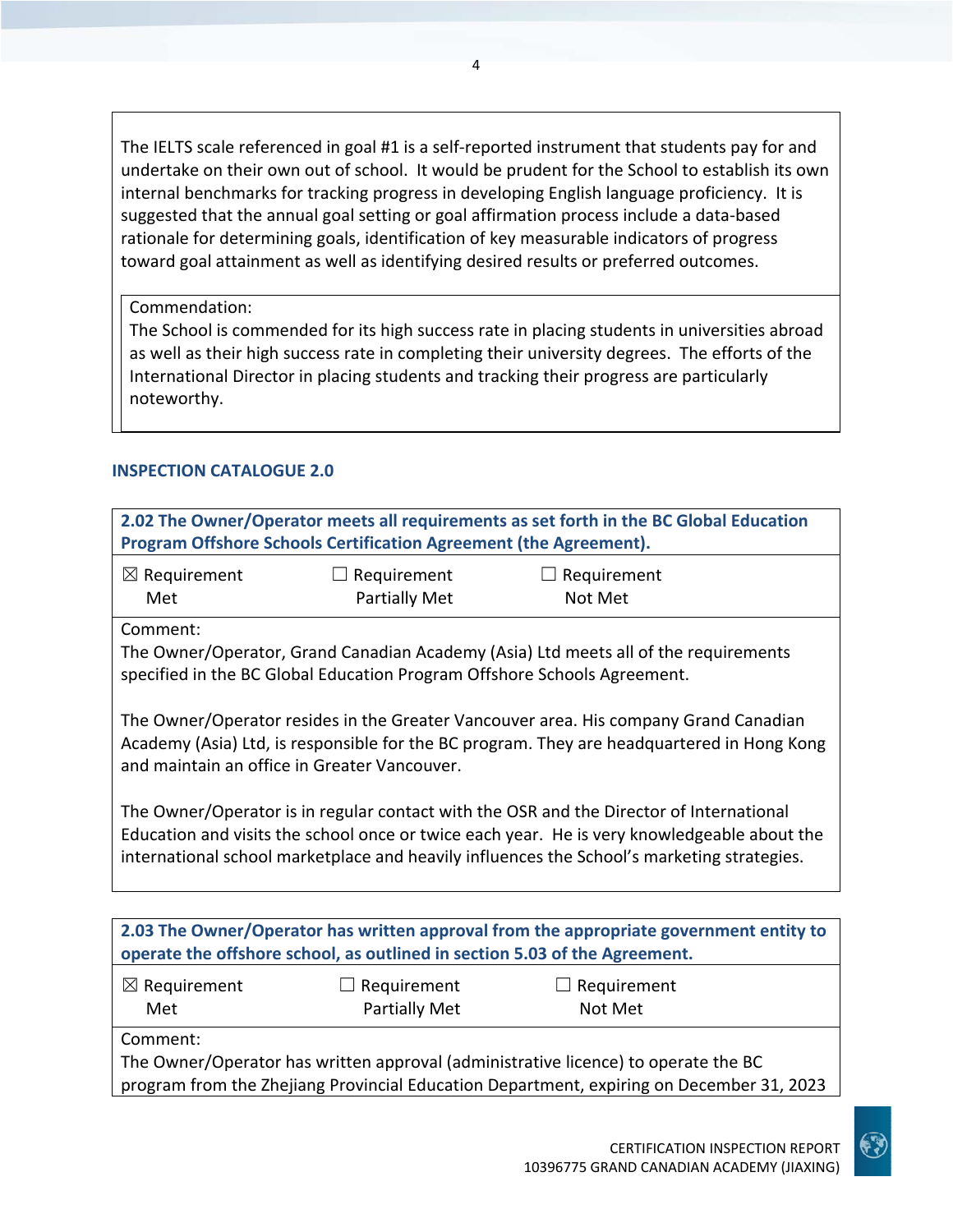The IELTS scale referenced in goal #1 is a self-reported instrument that students pay for and undertake on their own out of school. It would be prudent for the School to establish its own internal benchmarks for tracking progress in developing English language proficiency. It is suggested that the annual goal setting or goal affirmation process include a data-based rationale for determining goals, identification of key measurable indicators of progress toward goal attainment as well as identifying desired results or preferred outcomes.

Commendation:
The School is commended for its high success rate in placing students in universities abroad as well as their high success rate in completing their university degrees. The efforts of the International Director in placing students and tracking their progress are particularly noteworthy.

## INSPECTION CATALOGUE 2.0

**2.02 The Owner/Operator meets all requirements as set forth in the BC Global Education Program Offshore Schools Certification Agreement (the Agreement).**

☒ Requirement Met ☐ Requirement Partially Met ☐ Requirement Not Met

Comment:
The Owner/Operator, Grand Canadian Academy (Asia) Ltd meets all of the requirements specified in the BC Global Education Program Offshore Schools Agreement.

The Owner/Operator resides in the Greater Vancouver area. His company Grand Canadian Academy (Asia) Ltd, is responsible for the BC program. They are headquartered in Hong Kong and maintain an office in Greater Vancouver.

The Owner/Operator is in regular contact with the OSR and the Director of International Education and visits the school once or twice each year. He is very knowledgeable about the international school marketplace and heavily influences the School's marketing strategies.

**2.03 The Owner/Operator has written approval from the appropriate government entity to operate the offshore school, as outlined in section 5.03 of the Agreement.**

☒ Requirement Met ☐ Requirement Partially Met ☐ Requirement Not Met

Comment:
The Owner/Operator has written approval (administrative licence) to operate the BC program from the Zhejiang Provincial Education Department, expiring on December 31, 2023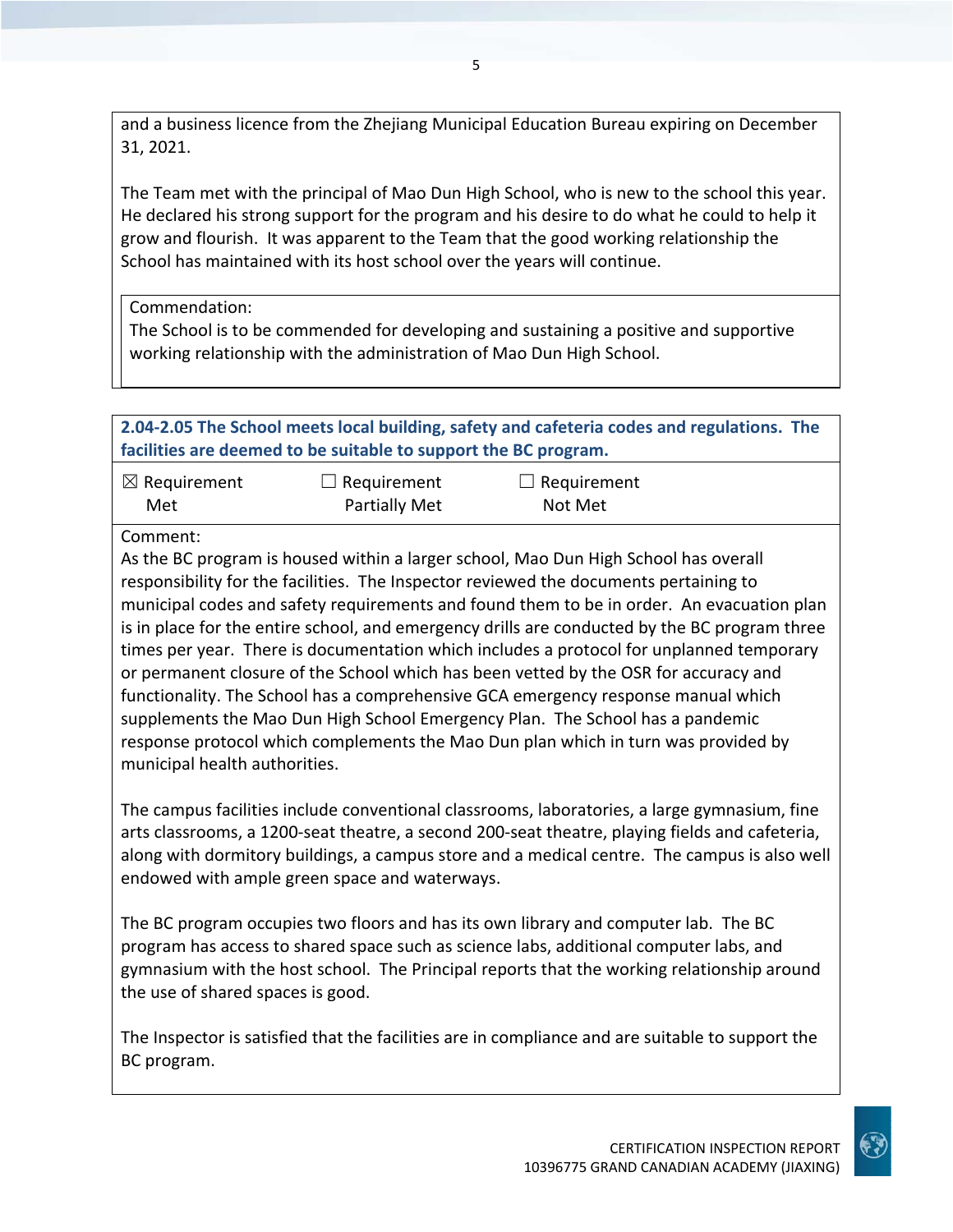and a business licence from the Zhejiang Municipal Education Bureau expiring on December 31, 2021.

The Team met with the principal of Mao Dun High School, who is new to the school this year. He declared his strong support for the program and his desire to do what he could to help it grow and flourish. It was apparent to the Team that the good working relationship the School has maintained with its host school over the years will continue.

Commendation:
The School is to be commended for developing and sustaining a positive and supportive working relationship with the administration of Mao Dun High School.

**2.04-2.05 The School meets local building, safety and cafeteria codes and regulations. The facilities are deemed to be suitable to support the BC program.**

☒ Requirement Met ☐ Requirement Partially Met ☐ Requirement Not Met

Comment:
As the BC program is housed within a larger school, Mao Dun High School has overall responsibility for the facilities. The Inspector reviewed the documents pertaining to municipal codes and safety requirements and found them to be in order. An evacuation plan is in place for the entire school, and emergency drills are conducted by the BC program three times per year. There is documentation which includes a protocol for unplanned temporary or permanent closure of the School which has been vetted by the OSR for accuracy and functionality. The School has a comprehensive GCA emergency response manual which supplements the Mao Dun High School Emergency Plan. The School has a pandemic response protocol which complements the Mao Dun plan which in turn was provided by municipal health authorities.

The campus facilities include conventional classrooms, laboratories, a large gymnasium, fine arts classrooms, a 1200-seat theatre, a second 200-seat theatre, playing fields and cafeteria, along with dormitory buildings, a campus store and a medical centre. The campus is also well endowed with ample green space and waterways.

The BC program occupies two floors and has its own library and computer lab. The BC program has access to shared space such as science labs, additional computer labs, and gymnasium with the host school. The Principal reports that the working relationship around the use of shared spaces is good.

The Inspector is satisfied that the facilities are in compliance and are suitable to support the BC program.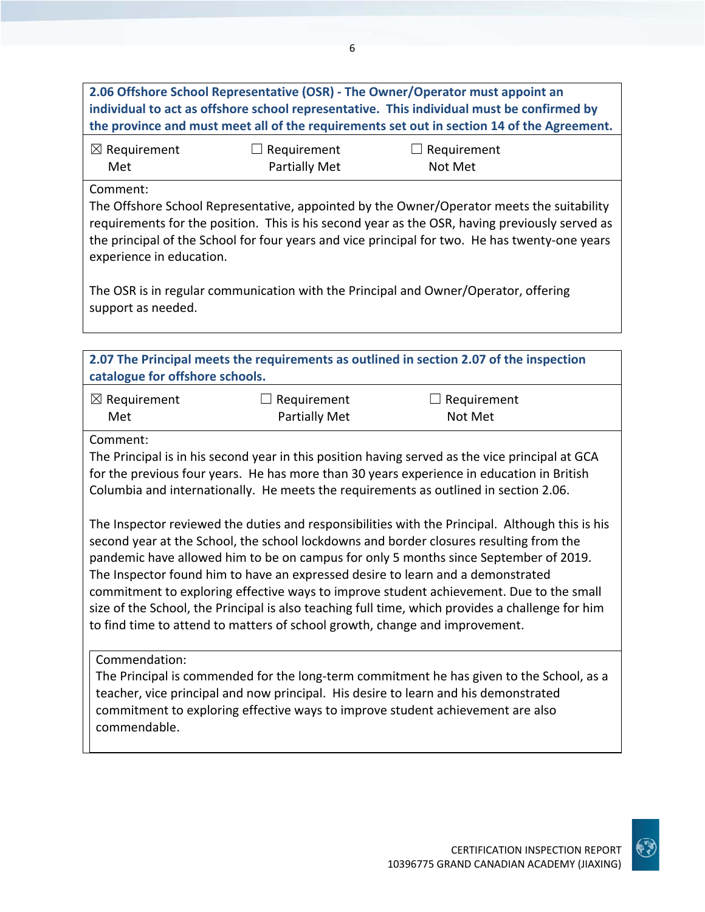**2.06 Offshore School Representative (OSR) - The Owner/Operator must appoint an individual to act as offshore school representative. This individual must be confirmed by the province and must meet all of the requirements set out in section 14 of the Agreement.**

| ☒ Requirement Met | ☐ Requirement Partially Met | ☐ Requirement Not Met |
|---|---|---|

Comment:
The Offshore School Representative, appointed by the Owner/Operator meets the suitability requirements for the position. This is his second year as the OSR, having previously served as the principal of the School for four years and vice principal for two. He has twenty-one years experience in education.

The OSR is in regular communication with the Principal and Owner/Operator, offering support as needed.

**2.07 The Principal meets the requirements as outlined in section 2.07 of the inspection catalogue for offshore schools.**

| ☒ Requirement Met | ☐ Requirement Partially Met | ☐ Requirement Not Met |
|---|---|---|

Comment:
The Principal is in his second year in this position having served as the vice principal at GCA for the previous four years. He has more than 30 years experience in education in British Columbia and internationally. He meets the requirements as outlined in section 2.06.

The Inspector reviewed the duties and responsibilities with the Principal. Although this is his second year at the School, the school lockdowns and border closures resulting from the pandemic have allowed him to be on campus for only 5 months since September of 2019. The Inspector found him to have an expressed desire to learn and a demonstrated commitment to exploring effective ways to improve student achievement. Due to the small size of the School, the Principal is also teaching full time, which provides a challenge for him to find time to attend to matters of school growth, change and improvement.

Commendation:
The Principal is commended for the long-term commitment he has given to the School, as a teacher, vice principal and now principal. His desire to learn and his demonstrated commitment to exploring effective ways to improve student achievement are also commendable.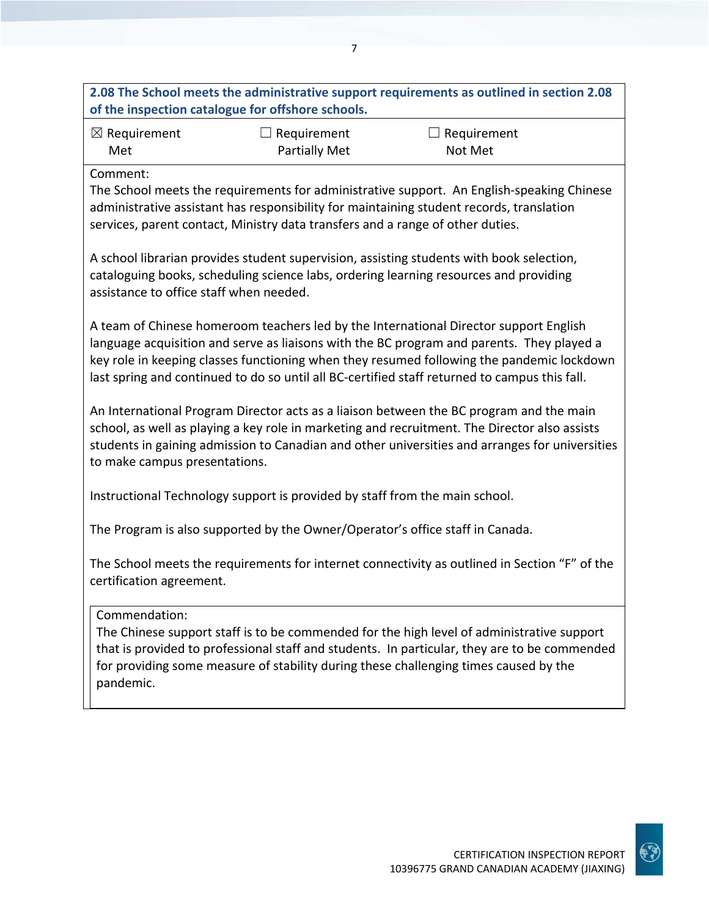**2.08 The School meets the administrative support requirements as outlined in section 2.08 of the inspection catalogue for offshore schools.**

| ☒ Requirement Met | ☐ Requirement Partially Met | ☐ Requirement Not Met |
|---|---|---|

Comment:

The School meets the requirements for administrative support. An English-speaking Chinese administrative assistant has responsibility for maintaining student records, translation services, parent contact, Ministry data transfers and a range of other duties.

A school librarian provides student supervision, assisting students with book selection, cataloguing books, scheduling science labs, ordering learning resources and providing assistance to office staff when needed.

A team of Chinese homeroom teachers led by the International Director support English language acquisition and serve as liaisons with the BC program and parents. They played a key role in keeping classes functioning when they resumed following the pandemic lockdown last spring and continued to do so until all BC-certified staff returned to campus this fall.

An International Program Director acts as a liaison between the BC program and the main school, as well as playing a key role in marketing and recruitment. The Director also assists students in gaining admission to Canadian and other universities and arranges for universities to make campus presentations.

Instructional Technology support is provided by staff from the main school.

The Program is also supported by the Owner/Operator's office staff in Canada.

The School meets the requirements for internet connectivity as outlined in Section "F" of the certification agreement.

Commendation:

The Chinese support staff is to be commended for the high level of administrative support that is provided to professional staff and students. In particular, they are to be commended for providing some measure of stability during these challenging times caused by the pandemic.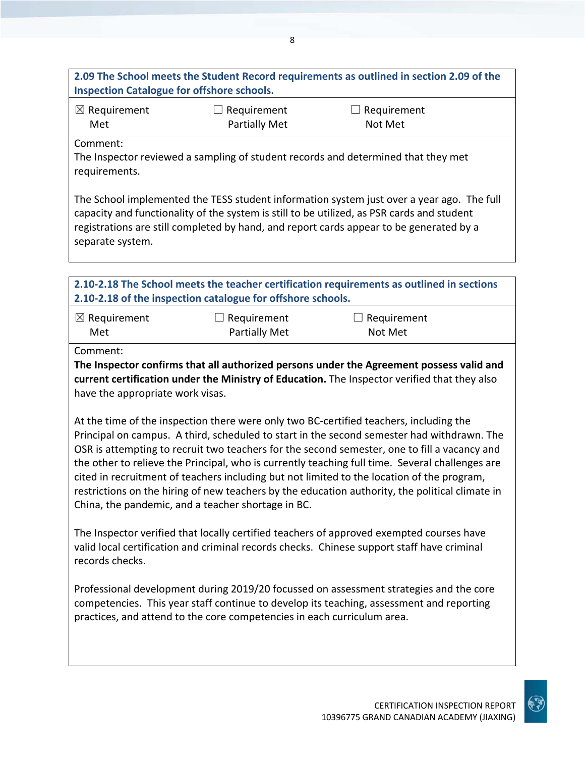**2.09 The School meets the Student Record requirements as outlined in section 2.09 of the Inspection Catalogue for offshore schools.**

| ☒ Requirement Met | ☐ Requirement Partially Met | ☐ Requirement Not Met |
|---|---|---|

Comment:

The Inspector reviewed a sampling of student records and determined that they met requirements.

The School implemented the TESS student information system just over a year ago. The full capacity and functionality of the system is still to be utilized, as PSR cards and student registrations are still completed by hand, and report cards appear to be generated by a separate system.

**2.10-2.18 The School meets the teacher certification requirements as outlined in sections 2.10-2.18 of the inspection catalogue for offshore schools.**

| ☒ Requirement Met | ☐ Requirement Partially Met | ☐ Requirement Not Met |
|---|---|---|

Comment:

**The Inspector confirms that all authorized persons under the Agreement possess valid and current certification under the Ministry of Education.** The Inspector verified that they also have the appropriate work visas.

At the time of the inspection there were only two BC-certified teachers, including the Principal on campus. A third, scheduled to start in the second semester had withdrawn. The OSR is attempting to recruit two teachers for the second semester, one to fill a vacancy and the other to relieve the Principal, who is currently teaching full time. Several challenges are cited in recruitment of teachers including but not limited to the location of the program, restrictions on the hiring of new teachers by the education authority, the political climate in China, the pandemic, and a teacher shortage in BC.

The Inspector verified that locally certified teachers of approved exempted courses have valid local certification and criminal records checks. Chinese support staff have criminal records checks.

Professional development during 2019/20 focussed on assessment strategies and the core competencies. This year staff continue to develop its teaching, assessment and reporting practices, and attend to the core competencies in each curriculum area.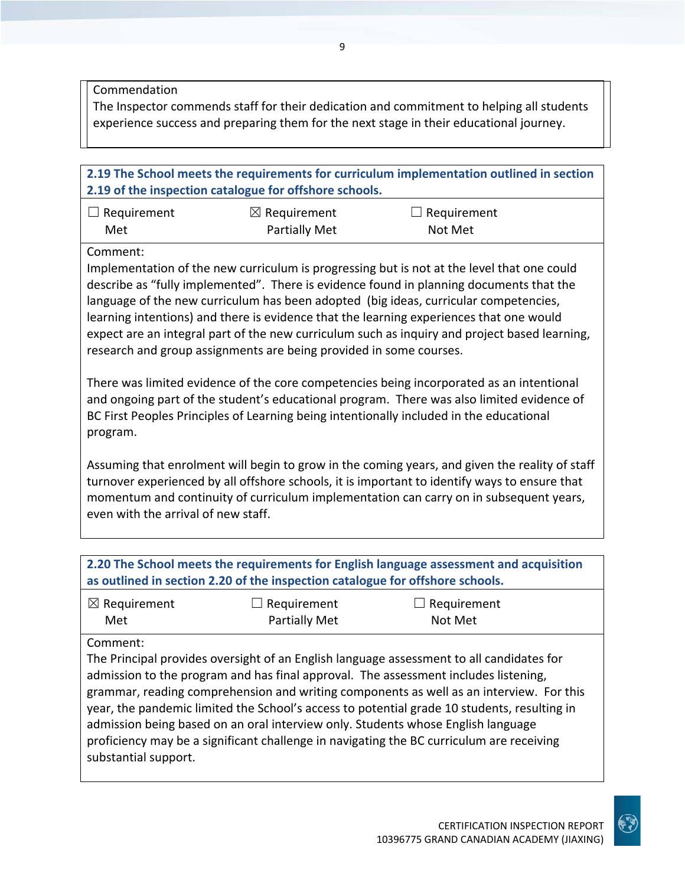Commendation

The Inspector commends staff for their dedication and commitment to helping all students experience success and preparing them for the next stage in their educational journey.

**2.19 The School meets the requirements for curriculum implementation outlined in section 2.19 of the inspection catalogue for offshore schools.**

☐ Requirement Met ☒ Requirement Partially Met ☐ Requirement Not Met

Comment:

Implementation of the new curriculum is progressing but is not at the level that one could describe as "fully implemented". There is evidence found in planning documents that the language of the new curriculum has been adopted (big ideas, curricular competencies, learning intentions) and there is evidence that the learning experiences that one would expect are an integral part of the new curriculum such as inquiry and project based learning, research and group assignments are being provided in some courses.

There was limited evidence of the core competencies being incorporated as an intentional and ongoing part of the student's educational program. There was also limited evidence of BC First Peoples Principles of Learning being intentionally included in the educational program.

Assuming that enrolment will begin to grow in the coming years, and given the reality of staff turnover experienced by all offshore schools, it is important to identify ways to ensure that momentum and continuity of curriculum implementation can carry on in subsequent years, even with the arrival of new staff.

**2.20 The School meets the requirements for English language assessment and acquisition as outlined in section 2.20 of the inspection catalogue for offshore schools.**

☒ Requirement Met ☐ Requirement Partially Met ☐ Requirement Not Met

Comment:

The Principal provides oversight of an English language assessment to all candidates for admission to the program and has final approval. The assessment includes listening, grammar, reading comprehension and writing components as well as an interview. For this year, the pandemic limited the School's access to potential grade 10 students, resulting in admission being based on an oral interview only. Students whose English language proficiency may be a significant challenge in navigating the BC curriculum are receiving substantial support.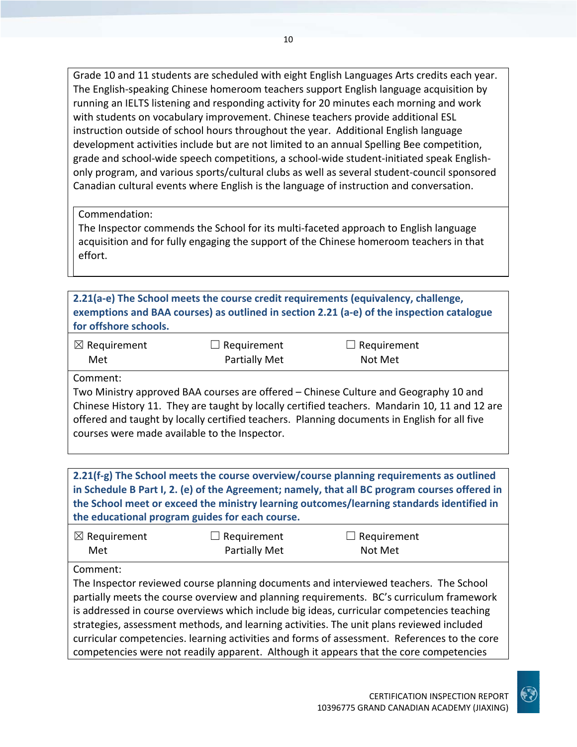Grade 10 and 11 students are scheduled with eight English Languages Arts credits each year. The English-speaking Chinese homeroom teachers support English language acquisition by running an IELTS listening and responding activity for 20 minutes each morning and work with students on vocabulary improvement. Chinese teachers provide additional ESL instruction outside of school hours throughout the year. Additional English language development activities include but are not limited to an annual Spelling Bee competition, grade and school-wide speech competitions, a school-wide student-initiated speak English-only program, and various sports/cultural clubs as well as several student-council sponsored Canadian cultural events where English is the language of instruction and conversation.

Commendation:
The Inspector commends the School for its multi-faceted approach to English language acquisition and for fully engaging the support of the Chinese homeroom teachers in that effort.

**2.21(a-e) The School meets the course credit requirements (equivalency, challenge, exemptions and BAA courses) as outlined in section 2.21 (a-e) of the inspection catalogue for offshore schools.**

| ☒ Requirement Met | ☐ Requirement Partially Met | ☐ Requirement Not Met |
|---|---|---|

Comment:
Two Ministry approved BAA courses are offered – Chinese Culture and Geography 10 and Chinese History 11. They are taught by locally certified teachers. Mandarin 10, 11 and 12 are offered and taught by locally certified teachers. Planning documents in English for all five courses were made available to the Inspector.

**2.21(f-g) The School meets the course overview/course planning requirements as outlined in Schedule B Part I, 2. (e) of the Agreement; namely, that all BC program courses offered in the School meet or exceed the ministry learning outcomes/learning standards identified in the educational program guides for each course.**

| ☒ Requirement Met | ☐ Requirement Partially Met | ☐ Requirement Not Met |
|---|---|---|

Comment:
The Inspector reviewed course planning documents and interviewed teachers. The School partially meets the course overview and planning requirements. BC's curriculum framework is addressed in course overviews which include big ideas, curricular competencies teaching strategies, assessment methods, and learning activities. The unit plans reviewed included curricular competencies. learning activities and forms of assessment. References to the core competencies were not readily apparent. Although it appears that the core competencies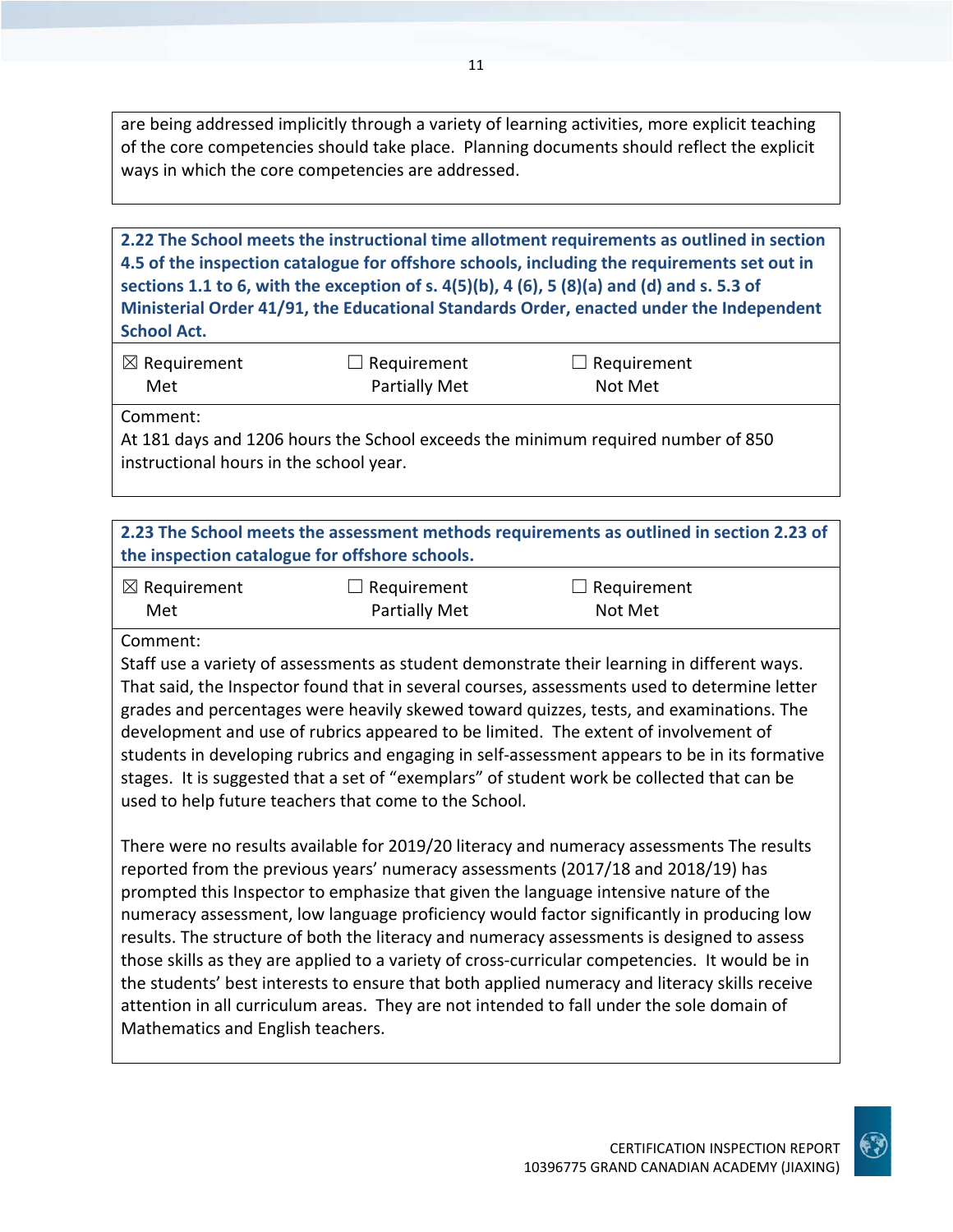are being addressed implicitly through a variety of learning activities, more explicit teaching of the core competencies should take place. Planning documents should reflect the explicit ways in which the core competencies are addressed.

**2.22 The School meets the instructional time allotment requirements as outlined in section 4.5 of the inspection catalogue for offshore schools, including the requirements set out in sections 1.1 to 6, with the exception of s. 4(5)(b), 4 (6), 5 (8)(a) and (d) and s. 5.3 of Ministerial Order 41/91, the Educational Standards Order, enacted under the Independent School Act.**

| ☒ Requirement Met | ☐ Requirement Partially Met | ☐ Requirement Not Met |
|---|---|---|

Comment:
At 181 days and 1206 hours the School exceeds the minimum required number of 850 instructional hours in the school year.

**2.23 The School meets the assessment methods requirements as outlined in section 2.23 of the inspection catalogue for offshore schools.**

| ☒ Requirement Met | ☐ Requirement Partially Met | ☐ Requirement Not Met |
|---|---|---|

Comment:
Staff use a variety of assessments as student demonstrate their learning in different ways. That said, the Inspector found that in several courses, assessments used to determine letter grades and percentages were heavily skewed toward quizzes, tests, and examinations. The development and use of rubrics appeared to be limited. The extent of involvement of students in developing rubrics and engaging in self-assessment appears to be in its formative stages. It is suggested that a set of "exemplars" of student work be collected that can be used to help future teachers that come to the School.

There were no results available for 2019/20 literacy and numeracy assessments The results reported from the previous years' numeracy assessments (2017/18 and 2018/19) has prompted this Inspector to emphasize that given the language intensive nature of the numeracy assessment, low language proficiency would factor significantly in producing low results. The structure of both the literacy and numeracy assessments is designed to assess those skills as they are applied to a variety of cross-curricular competencies. It would be in the students' best interests to ensure that both applied numeracy and literacy skills receive attention in all curriculum areas. They are not intended to fall under the sole domain of Mathematics and English teachers.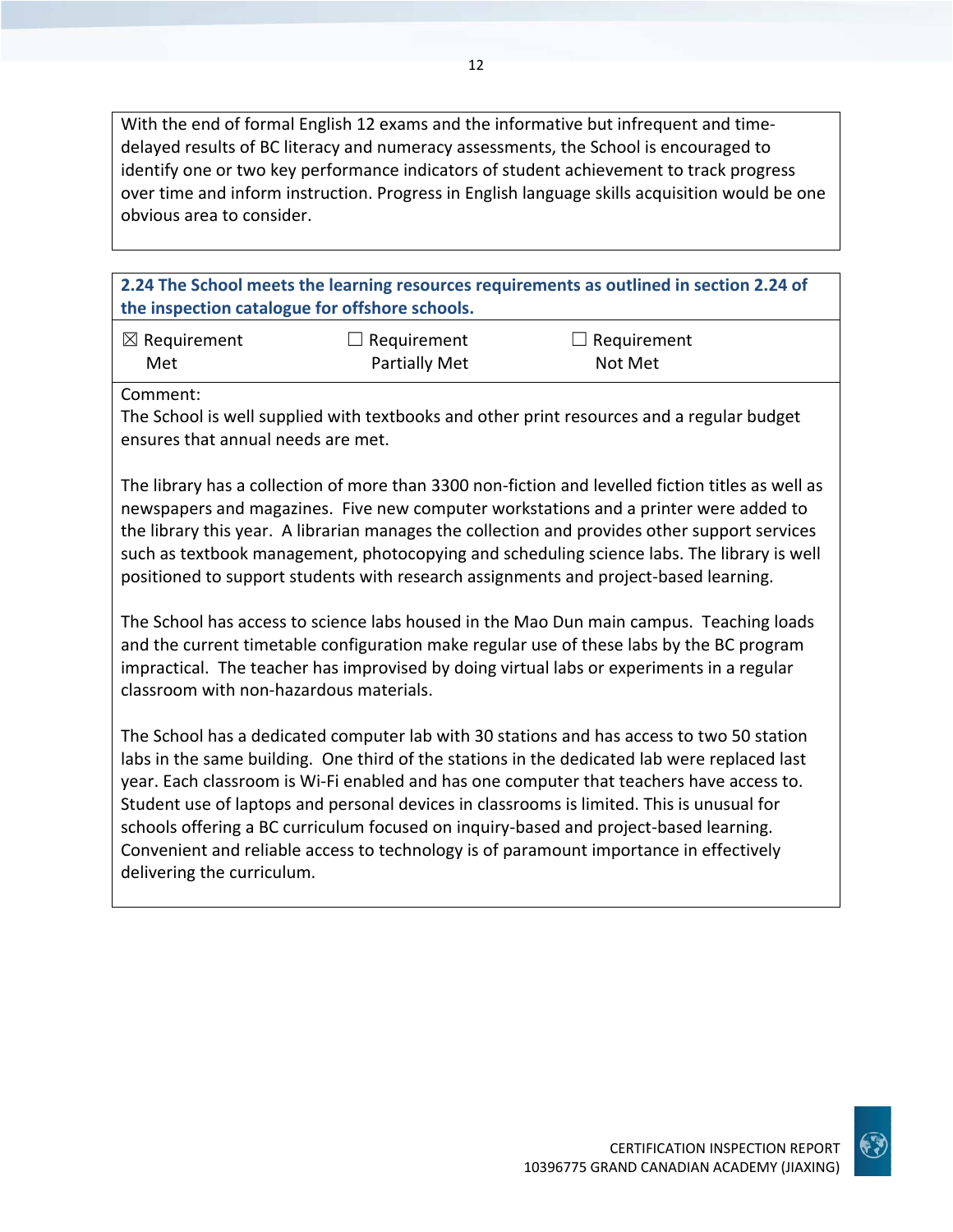With the end of formal English 12 exams and the informative but infrequent and time-delayed results of BC literacy and numeracy assessments, the School is encouraged to identify one or two key performance indicators of student achievement to track progress over time and inform instruction. Progress in English language skills acquisition would be one obvious area to consider.

**2.24 The School meets the learning resources requirements as outlined in section 2.24 of the inspection catalogue for offshore schools.**

| ☒ Requirement Met | ☐ Requirement Partially Met | ☐ Requirement Not Met |
| --- | --- | --- |

Comment:

The School is well supplied with textbooks and other print resources and a regular budget ensures that annual needs are met.

The library has a collection of more than 3300 non-fiction and levelled fiction titles as well as newspapers and magazines. Five new computer workstations and a printer were added to the library this year. A librarian manages the collection and provides other support services such as textbook management, photocopying and scheduling science labs. The library is well positioned to support students with research assignments and project-based learning.

The School has access to science labs housed in the Mao Dun main campus. Teaching loads and the current timetable configuration make regular use of these labs by the BC program impractical. The teacher has improvised by doing virtual labs or experiments in a regular classroom with non-hazardous materials.

The School has a dedicated computer lab with 30 stations and has access to two 50 station labs in the same building. One third of the stations in the dedicated lab were replaced last year. Each classroom is Wi-Fi enabled and has one computer that teachers have access to. Student use of laptops and personal devices in classrooms is limited. This is unusual for schools offering a BC curriculum focused on inquiry-based and project-based learning. Convenient and reliable access to technology is of paramount importance in effectively delivering the curriculum.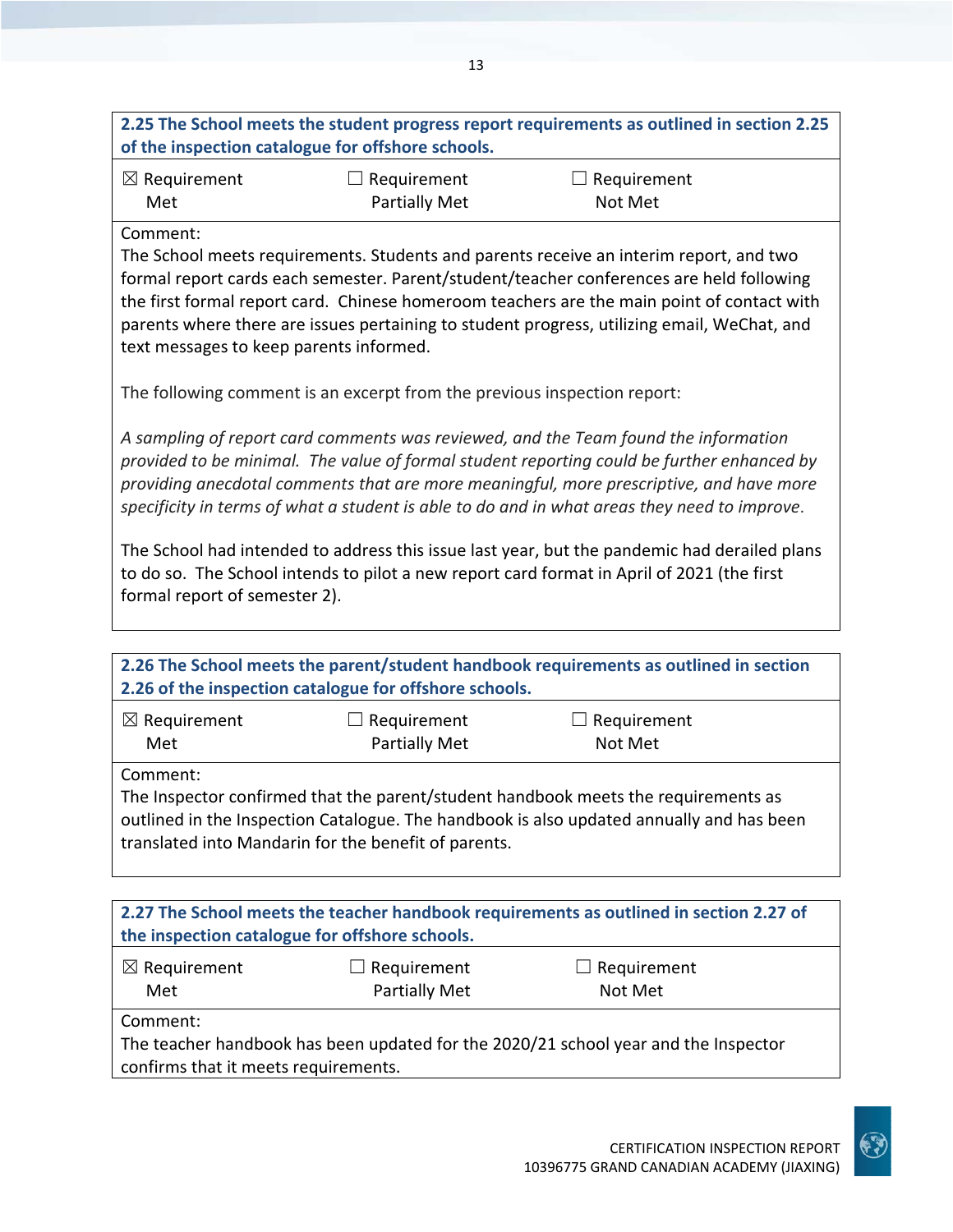**2.25 The School meets the student progress report requirements as outlined in section 2.25 of the inspection catalogue for offshore schools.**

| ☒ Requirement Met | ☐ Requirement Partially Met | ☐ Requirement Not Met |
|---|---|---|

Comment:
The School meets requirements. Students and parents receive an interim report, and two formal report cards each semester. Parent/student/teacher conferences are held following the first formal report card. Chinese homeroom teachers are the main point of contact with parents where there are issues pertaining to student progress, utilizing email, WeChat, and text messages to keep parents informed.

The following comment is an excerpt from the previous inspection report:

*A sampling of report card comments was reviewed, and the Team found the information provided to be minimal. The value of formal student reporting could be further enhanced by providing anecdotal comments that are more meaningful, more prescriptive, and have more specificity in terms of what a student is able to do and in what areas they need to improve.*

The School had intended to address this issue last year, but the pandemic had derailed plans to do so. The School intends to pilot a new report card format in April of 2021 (the first formal report of semester 2).

**2.26 The School meets the parent/student handbook requirements as outlined in section 2.26 of the inspection catalogue for offshore schools.**

| ☒ Requirement Met | ☐ Requirement Partially Met | ☐ Requirement Not Met |
|---|---|---|

Comment:
The Inspector confirmed that the parent/student handbook meets the requirements as outlined in the Inspection Catalogue. The handbook is also updated annually and has been translated into Mandarin for the benefit of parents.

**2.27 The School meets the teacher handbook requirements as outlined in section 2.27 of the inspection catalogue for offshore schools.**

| ☒ Requirement Met | ☐ Requirement Partially Met | ☐ Requirement Not Met |
|---|---|---|

Comment:
The teacher handbook has been updated for the 2020/21 school year and the Inspector confirms that it meets requirements.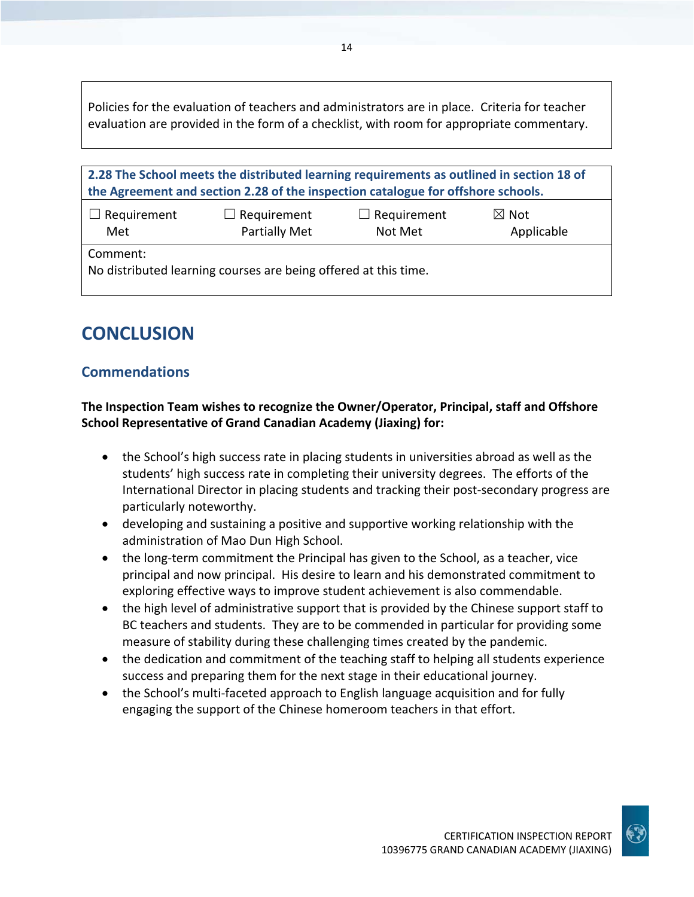Policies for the evaluation of teachers and administrators are in place. Criteria for teacher evaluation are provided in the form of a checklist, with room for appropriate commentary.

**2.28 The School meets the distributed learning requirements as outlined in section 18 of the Agreement and section 2.28 of the inspection catalogue for offshore schools.**

| ☐ Requirement Met | ☐ Requirement Partially Met | ☐ Requirement Not Met | ☒ Not Applicable |
|---|---|---|---|

Comment:
No distributed learning courses are being offered at this time.

# CONCLUSION

## Commendations

**The Inspection Team wishes to recognize the Owner/Operator, Principal, staff and Offshore School Representative of Grand Canadian Academy (Jiaxing) for:**

- the School's high success rate in placing students in universities abroad as well as the students' high success rate in completing their university degrees. The efforts of the International Director in placing students and tracking their post-secondary progress are particularly noteworthy.
- developing and sustaining a positive and supportive working relationship with the administration of Mao Dun High School.
- the long-term commitment the Principal has given to the School, as a teacher, vice principal and now principal. His desire to learn and his demonstrated commitment to exploring effective ways to improve student achievement is also commendable.
- the high level of administrative support that is provided by the Chinese support staff to BC teachers and students. They are to be commended in particular for providing some measure of stability during these challenging times created by the pandemic.
- the dedication and commitment of the teaching staff to helping all students experience success and preparing them for the next stage in their educational journey.
- the School's multi-faceted approach to English language acquisition and for fully engaging the support of the Chinese homeroom teachers in that effort.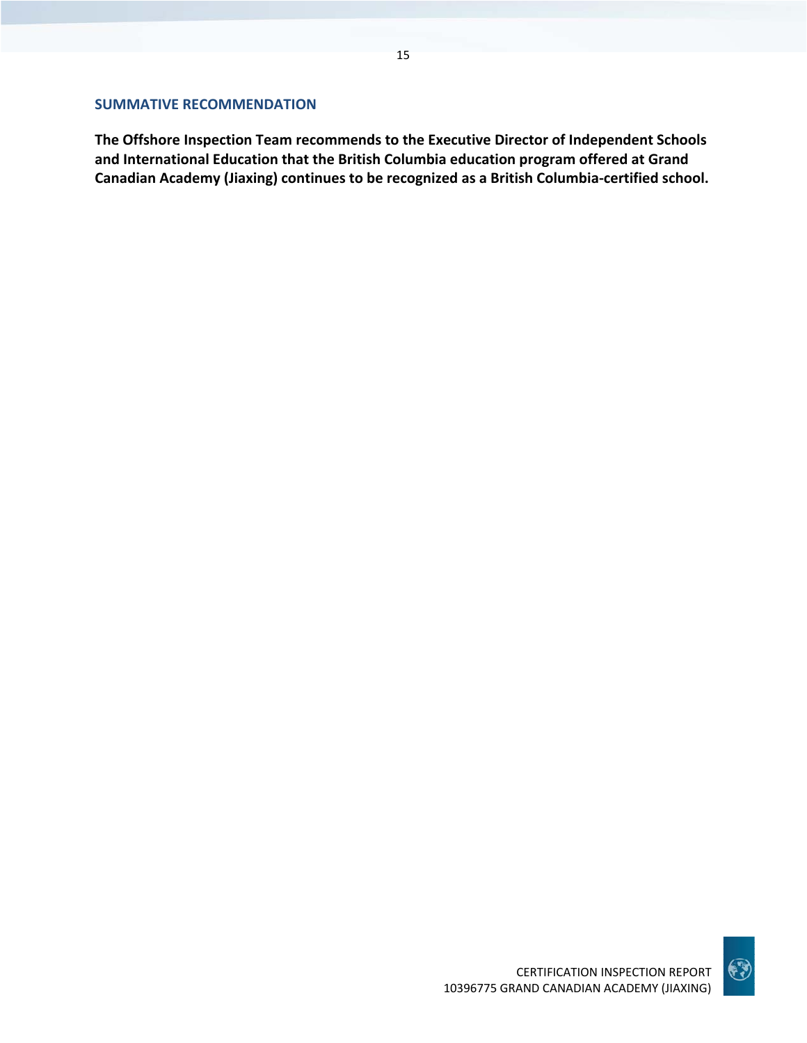## SUMMATIVE RECOMMENDATION

**The Offshore Inspection Team recommends to the Executive Director of Independent Schools and International Education that the British Columbia education program offered at Grand Canadian Academy (Jiaxing) continues to be recognized as a British Columbia-certified school.**